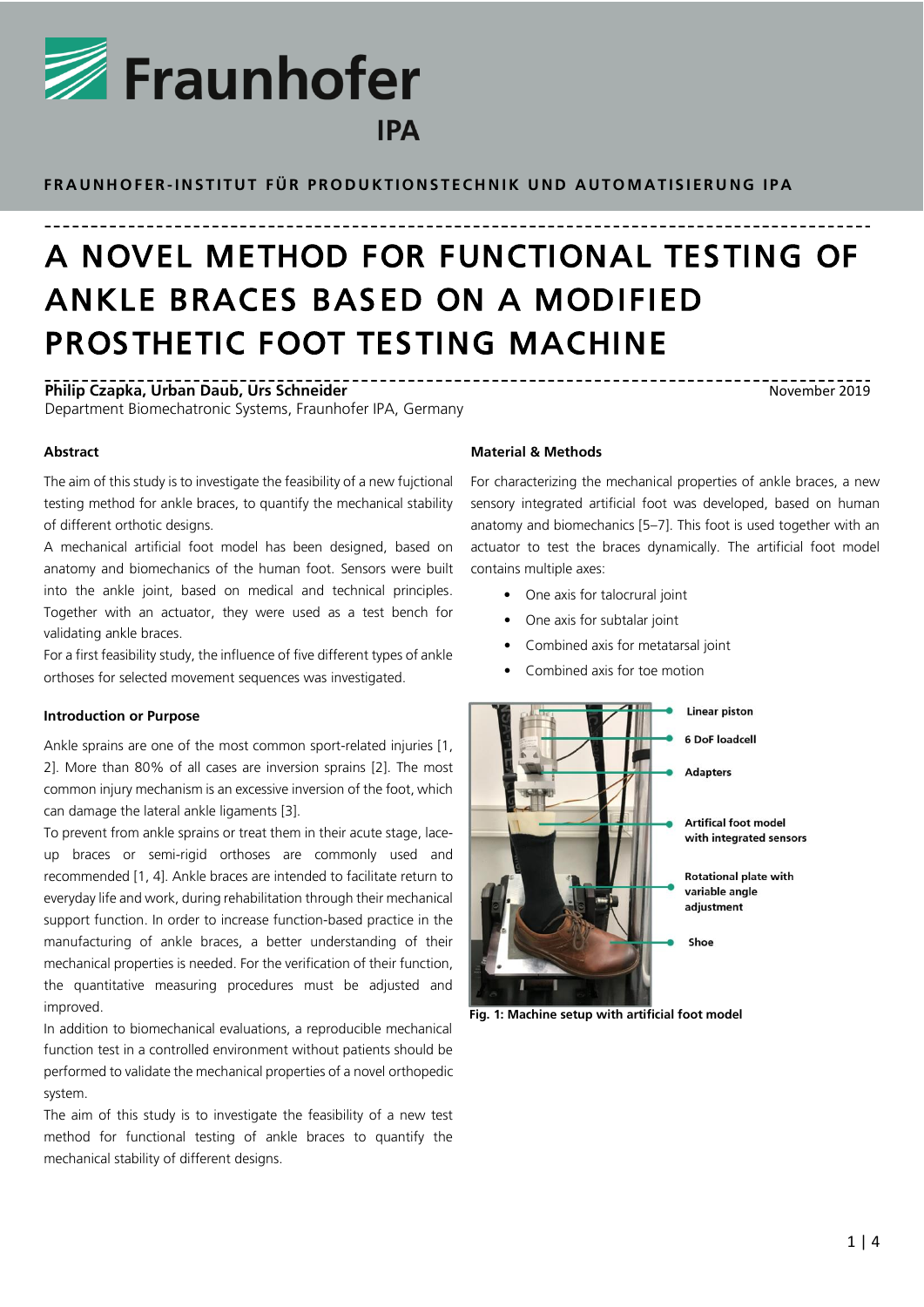FRAUNHOFER-INSTITUT FÜR PRODUKTIONSTECHNIK UND AUTOMATISIERUNG IPA

# A NOVEL METHOD FOR FUNCTIONAL TESTING OF ANKLE BRACES BASED ON A MODIFIED PROSTHETIC FOOT TESTING MACHINE

**Philip Czapka, Urban Daub, Urs Schneider**
Department Biomechatronic Systems, Fraunhofer IPA, Germany

November 2019

## Abstract

The aim of this study is to investigate the feasibility of a new fujctional testing method for ankle braces, to quantify the mechanical stability of different orthotic designs.

A mechanical artificial foot model has been designed, based on anatomy and biomechanics of the human foot. Sensors were built into the ankle joint, based on medical and technical principles. Together with an actuator, they were used as a test bench for validating ankle braces.

For a first feasibility study, the influence of five different types of ankle orthoses for selected movement sequences was investigated.

## Introduction or Purpose

Ankle sprains are one of the most common sport-related injuries [1, 2]. More than 80% of all cases are inversion sprains [2]. The most common injury mechanism is an excessive inversion of the foot, which can damage the lateral ankle ligaments [3].

To prevent from ankle sprains or treat them in their acute stage, lace-up braces or semi-rigid orthoses are commonly used and recommended [1, 4]. Ankle braces are intended to facilitate return to everyday life and work, during rehabilitation through their mechanical support function. In order to increase function-based practice in the manufacturing of ankle braces, a better understanding of their mechanical properties is needed. For the verification of their function, the quantitative measuring procedures must be adjusted and improved.

In addition to biomechanical evaluations, a reproducible mechanical function test in a controlled environment without patients should be performed to validate the mechanical properties of a novel orthopedic system.

The aim of this study is to investigate the feasibility of a new test method for functional testing of ankle braces to quantify the mechanical stability of different designs.

## Material & Methods

For characterizing the mechanical properties of ankle braces, a new sensory integrated artificial foot was developed, based on human anatomy and biomechanics [5–7]. This foot is used together with an actuator to test the braces dynamically. The artificial foot model contains multiple axes:

- One axis for talocrural joint
- One axis for subtalar joint
- Combined axis for metatarsal joint
- Combined axis for toe motion

Linear piston
6 DoF loadcell
Adapters
Artifical foot model with integrated sensors
Rotational plate with variable angle adjustment
Shoe

**Fig. 1: Machine setup with artificial foot model**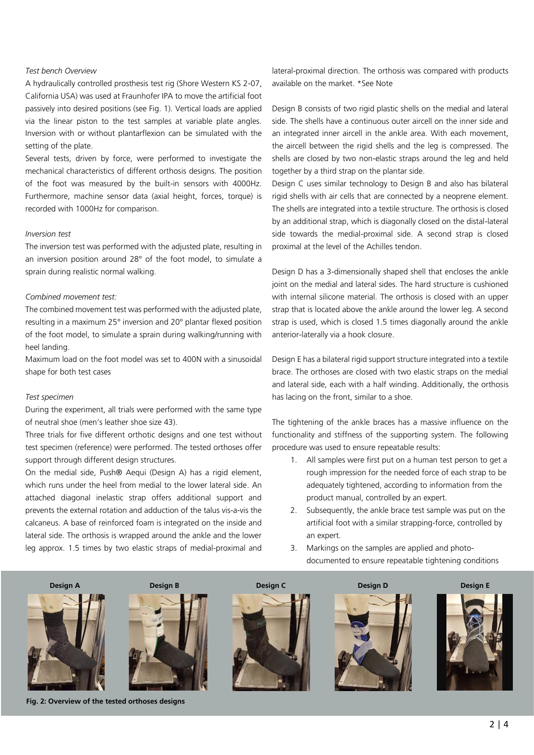*Test bench Overview*

A hydraulically controlled prosthesis test rig (Shore Western KS 2-07, California USA) was used at Fraunhofer IPA to move the artificial foot passively into desired positions (see Fig. 1). Vertical loads are applied via the linear piston to the test samples at variable plate angles. Inversion with or without plantarflexion can be simulated with the setting of the plate.

Several tests, driven by force, were performed to investigate the mechanical characteristics of different orthosis designs. The position of the foot was measured by the built-in sensors with 4000Hz. Furthermore, machine sensor data (axial height, forces, torque) is recorded with 1000Hz for comparison.

*Inversion test*

The inversion test was performed with the adjusted plate, resulting in an inversion position around 28° of the foot model, to simulate a sprain during realistic normal walking.

*Combined movement test:*

The combined movement test was performed with the adjusted plate, resulting in a maximum 25° inversion and 20° plantar flexed position of the foot model, to simulate a sprain during walking/running with heel landing.

Maximum load on the foot model was set to 400N with a sinusoidal shape for both test cases

*Test specimen*

During the experiment, all trials were performed with the same type of neutral shoe (men's leather shoe size 43).

Three trials for five different orthotic designs and one test without test specimen (reference) were performed. The tested orthoses offer support through different design structures.

On the medial side, Push® Aequi (Design A) has a rigid element, which runs under the heel from medial to the lower lateral side. An attached diagonal inelastic strap offers additional support and prevents the external rotation and adduction of the talus vis-a-vis the calcaneus. A base of reinforced foam is integrated on the inside and lateral side. The orthosis is wrapped around the ankle and the lower leg approx. 1.5 times by two elastic straps of medial-proximal and lateral-proximal direction. The orthosis was compared with products available on the market. *See Note

Design B consists of two rigid plastic shells on the medial and lateral side. The shells have a continuous outer aircell on the inner side and an integrated inner aircell in the ankle area. With each movement, the aircell between the rigid shells and the leg is compressed. The shells are closed by two non-elastic straps around the leg and held together by a third strap on the plantar side.

Design C uses similar technology to Design B and also has bilateral rigid shells with air cells that are connected by a neoprene element. The shells are integrated into a textile structure. The orthosis is closed by an additional strap, which is diagonally closed on the distal-lateral side towards the medial-proximal side. A second strap is closed proximal at the level of the Achilles tendon.

Design D has a 3-dimensionally shaped shell that encloses the ankle joint on the medial and lateral sides. The hard structure is cushioned with internal silicone material. The orthosis is closed with an upper strap that is located above the ankle around the lower leg. A second strap is used, which is closed 1.5 times diagonally around the ankle anterior-laterally via a hook closure.

Design E has a bilateral rigid support structure integrated into a textile brace. The orthoses are closed with two elastic straps on the medial and lateral side, each with a half winding. Additionally, the orthosis has lacing on the front, similar to a shoe.

The tightening of the ankle braces has a massive influence on the functionality and stiffness of the supporting system. The following procedure was used to ensure repeatable results:

1. All samples were first put on a human test person to get a rough impression for the needed force of each strap to be adequately tightened, according to information from the product manual, controlled by an expert.
2. Subsequently, the ankle brace test sample was put on the artificial foot with a similar strapping-force, controlled by an expert.
3. Markings on the samples are applied and photo-documented to ensure repeatable tightening conditions

Design A | Design B | Design C | Design D | Design E

**Fig. 2: Overview of the tested orthoses designs**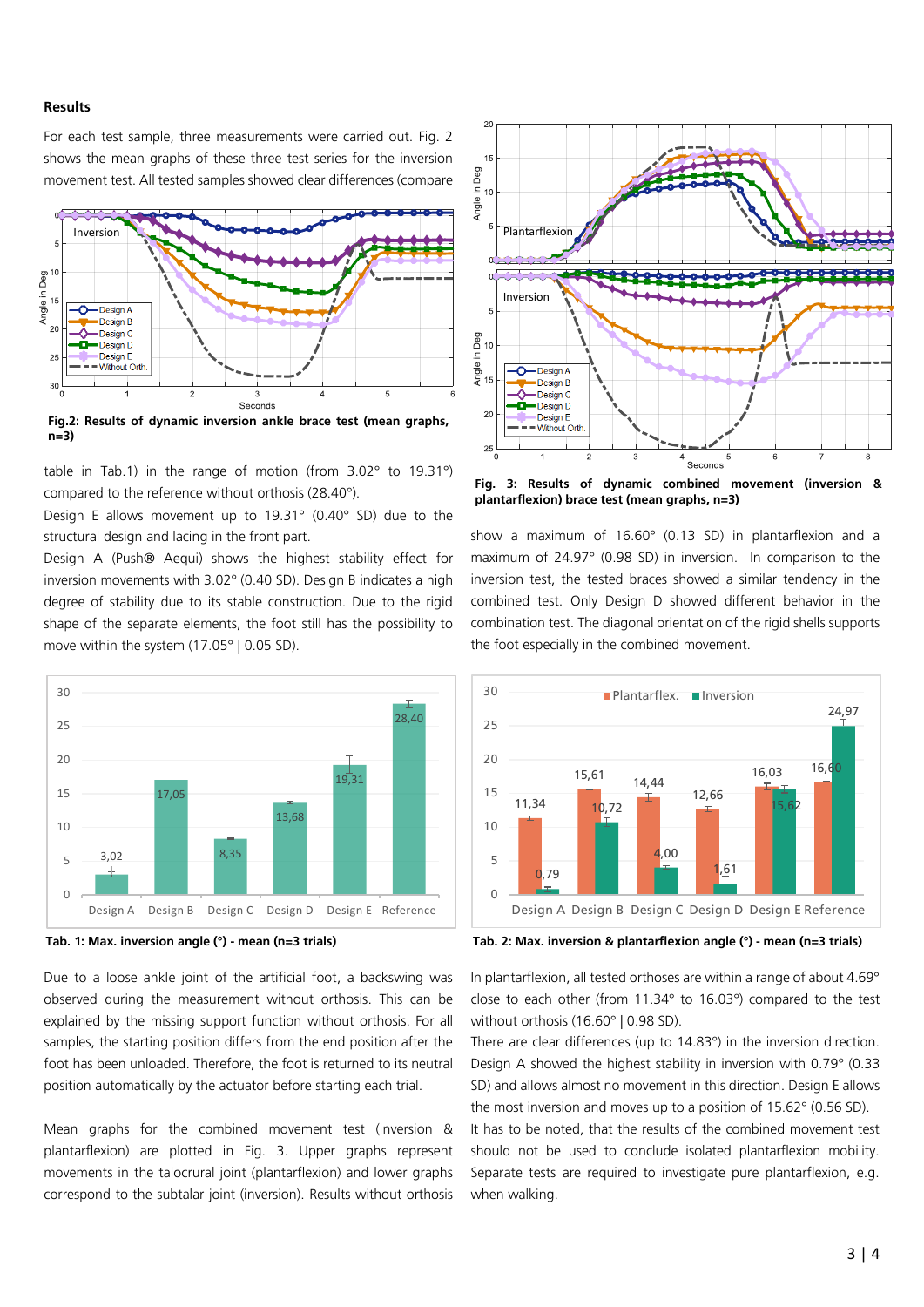## Results

For each test sample, three measurements were carried out. Fig. 2 shows the mean graphs of these three test series for the inversion movement test. All tested samples showed clear differences (compare table in Tab.1) in the range of motion (from 3.02° to 19.31°) compared to the reference without orthosis (28.40°).

Fig.2: Results of dynamic inversion ankle brace test (mean graphs, n=3)

Design E allows movement up to 19.31° (0.40° SD) due to the structural design and lacing in the front part.

Design A (Push® Aequi) shows the highest stability effect for inversion movements with 3.02° (0.40 SD). Design B indicates a high degree of stability due to its stable construction. Due to the rigid shape of the separate elements, the foot still has the possibility to move within the system (17.05° | 0.05 SD).

Tab. 1: Max. inversion angle (°) - mean (n=3 trials)

| | Design A | Design B | Design C | Design D | Design E | Reference |
|---|---|---|---|---|---|---|
| Max. inversion angle (°) | 3,02 | 17,05 | 8,35 | 13,68 | 19,31 | 28,40 |

Due to a loose ankle joint of the artificial foot, a backswing was observed during the measurement without orthosis. This can be explained by the missing support function without orthosis. For all samples, the starting position differs from the end position after the foot has been unloaded. Therefore, the foot is returned to its neutral position automatically by the actuator before starting each trial.

Mean graphs for the combined movement test (inversion & plantarflexion) are plotted in Fig. 3. Upper graphs represent movements in the talocrural joint (plantarflexion) and lower graphs correspond to the subtalar joint (inversion). Results without orthosis show a maximum of 16.60° (0.13 SD) in plantarflexion and a maximum of 24.97° (0.98 SD) in inversion. In comparison to the inversion test, the tested braces showed a similar tendency in the combined test. Only Design D showed different behavior in the combination test. The diagonal orientation of the rigid shells supports the foot especially in the combined movement.

Fig. 3: Results of dynamic combined movement (inversion & plantarflexion) brace test (mean graphs, n=3)

Tab. 2: Max. inversion & plantarflexion angle (°) - mean (n=3 trials)

| | Design A | Design B | Design C | Design D | Design E | Reference |
|---|---|---|---|---|---|---|
| Plantarflex. | 11,34 | 15,61 | 14,44 | 12,66 | 16,03 | 16,60 |
| Inversion | 0,79 | 10,72 | 4,00 | 1,61 | 15,62 | 24,97 |

In plantarflexion, all tested orthoses are within a range of about 4.69° close to each other (from 11.34° to 16.03°) compared to the test without orthosis (16.60° | 0.98 SD).

There are clear differences (up to 14.83°) in the inversion direction. Design A showed the highest stability in inversion with 0.79° (0.33 SD) and allows almost no movement in this direction. Design E allows the most inversion and moves up to a position of 15.62° (0.56 SD).

It has to be noted, that the results of the combined movement test should not be used to conclude isolated plantarflexion mobility. Separate tests are required to investigate pure plantarflexion, e.g. when walking.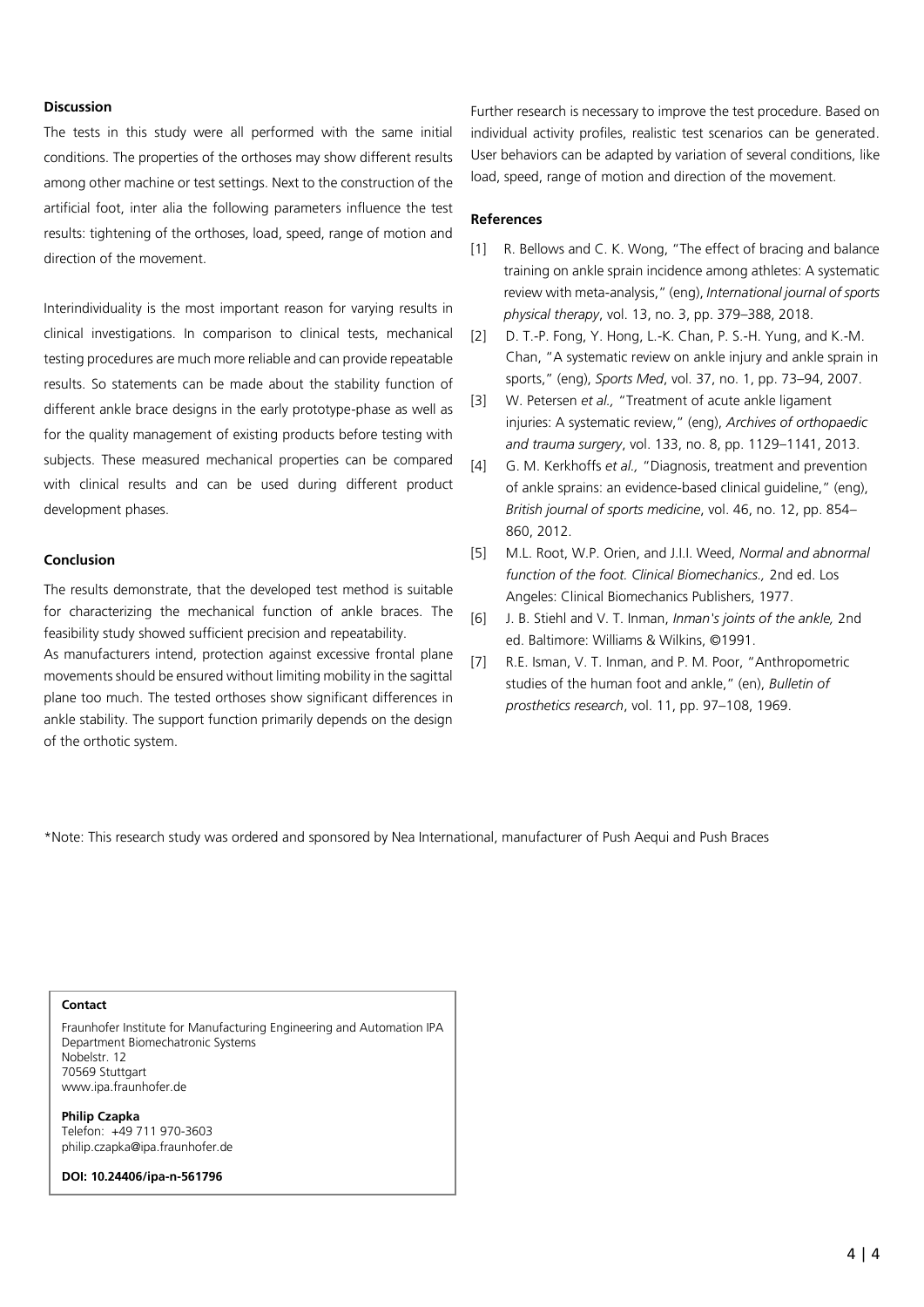## Discussion

The tests in this study were all performed with the same initial conditions. The properties of the orthoses may show different results among other machine or test settings. Next to the construction of the artificial foot, inter alia the following parameters influence the test results: tightening of the orthoses, load, speed, range of motion and direction of the movement.

Interindividuality is the most important reason for varying results in clinical investigations. In comparison to clinical tests, mechanical testing procedures are much more reliable and can provide repeatable results. So statements can be made about the stability function of different ankle brace designs in the early prototype-phase as well as for the quality management of existing products before testing with subjects. These measured mechanical properties can be compared with clinical results and can be used during different product development phases.

## Conclusion

The results demonstrate, that the developed test method is suitable for characterizing the mechanical function of ankle braces. The feasibility study showed sufficient precision and repeatability.

As manufacturers intend, protection against excessive frontal plane movements should be ensured without limiting mobility in the sagittal plane too much. The tested orthoses show significant differences in ankle stability. The support function primarily depends on the design of the orthotic system.

Further research is necessary to improve the test procedure. Based on individual activity profiles, realistic test scenarios can be generated. User behaviors can be adapted by variation of several conditions, like load, speed, range of motion and direction of the movement.

## References

[1] R. Bellows and C. K. Wong, "The effect of bracing and balance training on ankle sprain incidence among athletes: A systematic review with meta-analysis," (eng), *International journal of sports physical therapy*, vol. 13, no. 3, pp. 379–388, 2018.

[2] D. T.-P. Fong, Y. Hong, L.-K. Chan, P. S.-H. Yung, and K.-M. Chan, "A systematic review on ankle injury and ankle sprain in sports," (eng), *Sports Med*, vol. 37, no. 1, pp. 73–94, 2007.

[3] W. Petersen *et al.,* "Treatment of acute ankle ligament injuries: A systematic review," (eng), *Archives of orthopaedic and trauma surgery*, vol. 133, no. 8, pp. 1129–1141, 2013.

[4] G. M. Kerkhoffs *et al.,* "Diagnosis, treatment and prevention of ankle sprains: an evidence-based clinical guideline," (eng), *British journal of sports medicine*, vol. 46, no. 12, pp. 854–860, 2012.

[5] M.L. Root, W.P. Orien, and J.I.I. Weed, *Normal and abnormal function of the foot. Clinical Biomechanics.,* 2nd ed. Los Angeles: Clinical Biomechanics Publishers, 1977.

[6] J. B. Stiehl and V. T. Inman, *Inman's joints of the ankle,* 2nd ed. Baltimore: Williams & Wilkins, ©1991.

[7] R.E. Isman, V. T. Inman, and P. M. Poor, "Anthropometric studies of the human foot and ankle," (en), *Bulletin of prosthetics research*, vol. 11, pp. 97–108, 1969.

*Note: This research study was ordered and sponsored by Nea International, manufacturer of Push Aequi and Push Braces

**Contact**

Fraunhofer Institute for Manufacturing Engineering and Automation IPA
Department Biomechatronic Systems
Nobelstr. 12
70569 Stuttgart
www.ipa.fraunhofer.de

**Philip Czapka**
Telefon: +49 711 970-3603
philip.czapka@ipa.fraunhofer.de

**DOI: 10.24406/ipa-n-561796**